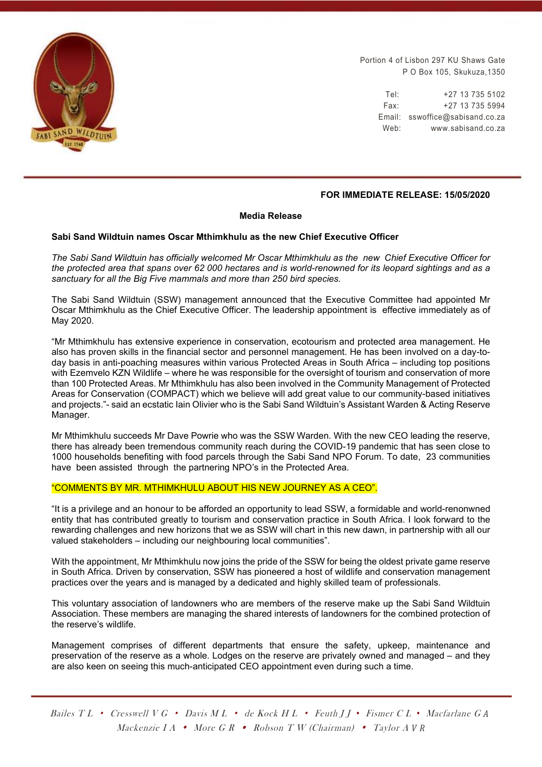Portion 4 of Lisbon 297 KU Shaws Gate
P O Box 105, Skukuza,1350

Tel: +27 13 735 5102
Fax: +27 13 735 5994
Email: sswoffice@sabisand.co.za
Web: www.sabisand.co.za

**FOR IMMEDIATE RELEASE: 15/05/2020**

**Media Release**

**Sabi Sand Wildtuin names Oscar Mthimkhulu as the new Chief Executive Officer**

*The Sabi Sand Wildtuin has officially welcomed Mr Oscar Mthimkhulu as the new Chief Executive Officer for the protected area that spans over 62 000 hectares and is world-renowned for its leopard sightings and as a sanctuary for all the Big Five mammals and more than 250 bird species.*

The Sabi Sand Wildtuin (SSW) management announced that the Executive Committee had appointed Mr Oscar Mthimkhulu as the Chief Executive Officer. The leadership appointment is effective immediately as of May 2020.

"Mr Mthimkhulu has extensive experience in conservation, ecotourism and protected area management. He also has proven skills in the financial sector and personnel management. He has been involved on a day-to-day basis in anti-poaching measures within various Protected Areas in South Africa – including top positions with Ezemvelo KZN Wildlife – where he was responsible for the oversight of tourism and conservation of more than 100 Protected Areas. Mr Mthimkhulu has also been involved in the Community Management of Protected Areas for Conservation (COMPACT) which we believe will add great value to our community-based initiatives and projects."- said an ecstatic Iain Olivier who is the Sabi Sand Wildtuin's Assistant Warden & Acting Reserve Manager.

Mr Mthimkhulu succeeds Mr Dave Powrie who was the SSW Warden. With the new CEO leading the reserve, there has already been tremendous community reach during the COVID-19 pandemic that has seen close to 1000 households benefiting with food parcels through the Sabi Sand NPO Forum. To date, 23 communities have been assisted through the partnering NPO's in the Protected Area.

"COMMENTS BY MR. MTHIMKHULU ABOUT HIS NEW JOURNEY AS A CEO".

"It is a privilege and an honour to be afforded an opportunity to lead SSW, a formidable and world-renonwned entity that has contributed greatly to tourism and conservation practice in South Africa. I look forward to the rewarding challenges and new horizons that we as SSW will chart in this new dawn, in partnership with all our valued stakeholders – including our neighbouring local communities".

With the appointment, Mr Mthimkhulu now joins the pride of the SSW for being the oldest private game reserve in South Africa. Driven by conservation, SSW has pioneered a host of wildlife and conservation management practices over the years and is managed by a dedicated and highly skilled team of professionals.

This voluntary association of landowners who are members of the reserve make up the Sabi Sand Wildtuin Association. These members are managing the shared interests of landowners for the combined protection of the reserve's wildlife.

Management comprises of different departments that ensure the safety, upkeep, maintenance and preservation of the reserve as a whole. Lodges on the reserve are privately owned and managed – and they are also keen on seeing this much-anticipated CEO appointment even during such a time.

*Bailes T L • Cresswell V G • Davis M L • de Kock H L • Feuth J J • Fismer C L • Macfarlane G A*
*Mackenzie I A • More G R • Robson T W (Chairman) • Taylor A V R*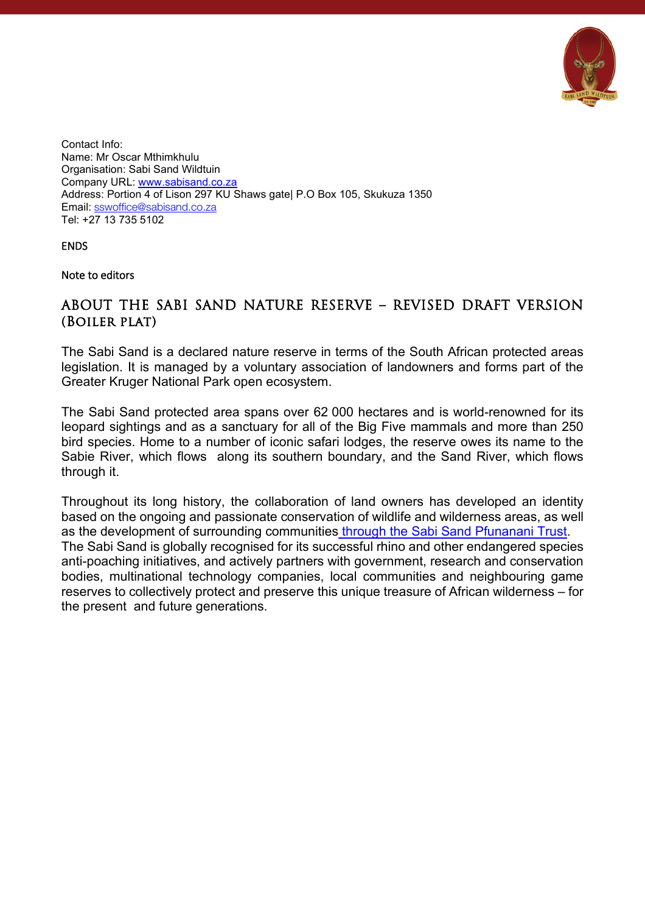Contact Info:
Name: Mr Oscar Mthimkhulu
Organisation: Sabi Sand Wildtuin
Company URL: [www.sabisand.co.za](www.sabisand.co.za)
Address: Portion 4 of Lison 297 KU Shaws gate| P.O Box 105, Skukuza 1350
Email: [sswoffice@sabisand.co.za](mailto:sswoffice@sabisand.co.za)
Tel: +27 13 735 5102

ENDS

Note to editors

## About the Sabi Sand Nature Reserve – Revised Draft Version (Boiler plat)

The Sabi Sand is a declared nature reserve in terms of the South African protected areas legislation. It is managed by a voluntary association of landowners and forms part of the Greater Kruger National Park open ecosystem.

The Sabi Sand protected area spans over 62 000 hectares and is world-renowned for its leopard sightings and as a sanctuary for all of the Big Five mammals and more than 250 bird species. Home to a number of iconic safari lodges, the reserve owes its name to the Sabie River, which flows along its southern boundary, and the Sand River, which flows through it.

Throughout its long history, the collaboration of land owners has developed an identity based on the ongoing and passionate conservation of wildlife and wilderness areas, as well as the development of surrounding communities through the Sabi Sand Pfunanani Trust.
The Sabi Sand is globally recognised for its successful rhino and other endangered species anti-poaching initiatives, and actively partners with government, research and conservation bodies, multinational technology companies, local communities and neighbouring game reserves to collectively protect and preserve this unique treasure of African wilderness – for the present and future generations.